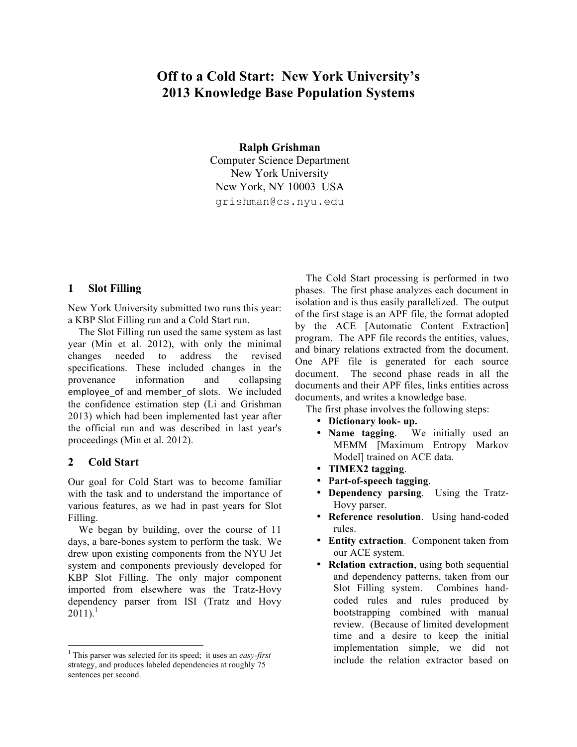# Off to a Cold Start: New York University's 2013 Knowledge Base Population Systems

**Ralph Grishman**
Computer Science Department
New York University
New York, NY 10003 USA
grishman@cs.nyu.edu

## 1 Slot Filling

New York University submitted two runs this year: a KBP Slot Filling run and a Cold Start run.

The Slot Filling run used the same system as last year (Min et al. 2012), with only the minimal changes needed to address the revised specifications. These included changes in the provenance information and collapsing employee_of and member_of slots. We included the confidence estimation step (Li and Grishman 2013) which had been implemented last year after the official run and was described in last year's proceedings (Min et al. 2012).

## 2 Cold Start

Our goal for Cold Start was to become familiar with the task and to understand the importance of various features, as we had in past years for Slot Filling.

We began by building, over the course of 11 days, a bare-bones system to perform the task. We drew upon existing components from the NYU Jet system and components previously developed for KBP Slot Filling. The only major component imported from elsewhere was the Tratz-Hovy dependency parser from ISI (Tratz and Hovy 2011).[1]

The Cold Start processing is performed in two phases. The first phase analyzes each document in isolation and is thus easily parallelized. The output of the first stage is an APF file, the format adopted by the ACE [Automatic Content Extraction] program. The APF file records the entities, values, and binary relations extracted from the document. One APF file is generated for each source document. The second phase reads in all the documents and their APF files, links entities across documents, and writes a knowledge base.

The first phase involves the following steps:

- **Dictionary look- up.**
- **Name tagging**. We initially used an MEMM [Maximum Entropy Markov Model] trained on ACE data.
- **TIMEX2 tagging**.
- **Part-of-speech tagging**.
- **Dependency parsing**. Using the Tratz-Hovy parser.
- **Reference resolution**. Using hand-coded rules.
- **Entity extraction**. Component taken from our ACE system.
- **Relation extraction**, using both sequential and dependency patterns, taken from our Slot Filling system. Combines hand-coded rules and rules produced by bootstrapping combined with manual review. (Because of limited development time and a desire to keep the initial implementation simple, we did not include the relation extractor based on

[1] This parser was selected for its speed; it uses an *easy-first* strategy, and produces labeled dependencies at roughly 75 sentences per second.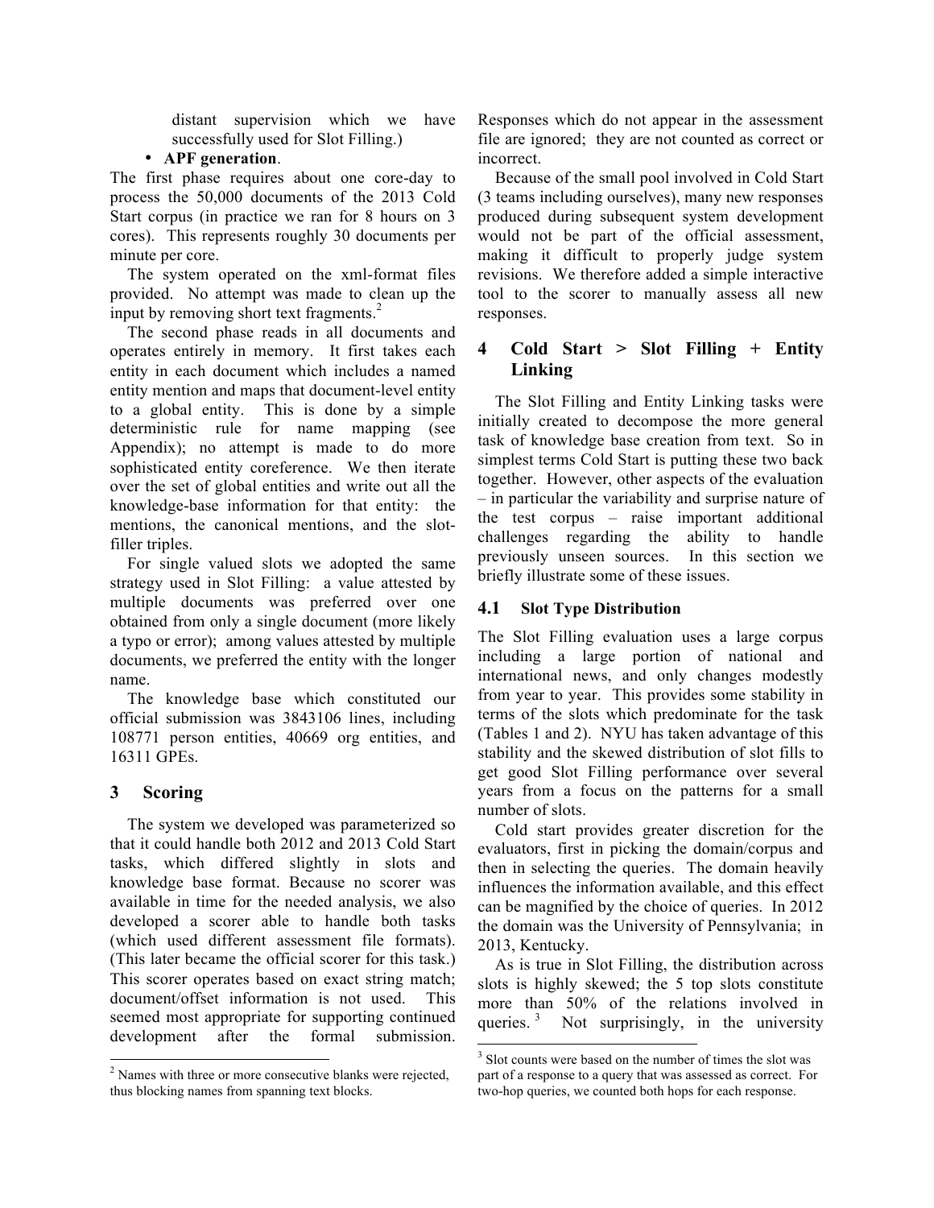distant supervision which we have successfully used for Slot Filling.)

- **APF generation**.

The first phase requires about one core-day to process the 50,000 documents of the 2013 Cold Start corpus (in practice we ran for 8 hours on 3 cores). This represents roughly 30 documents per minute per core.

The system operated on the xml-format files provided. No attempt was made to clean up the input by removing short text fragments.[2]

The second phase reads in all documents and operates entirely in memory. It first takes each entity in each document which includes a named entity mention and maps that document-level entity to a global entity. This is done by a simple deterministic rule for name mapping (see Appendix); no attempt is made to do more sophisticated entity coreference. We then iterate over the set of global entities and write out all the knowledge-base information for that entity: the mentions, the canonical mentions, and the slot-filler triples.

For single valued slots we adopted the same strategy used in Slot Filling: a value attested by multiple documents was preferred over one obtained from only a single document (more likely a typo or error); among values attested by multiple documents, we preferred the entity with the longer name.

The knowledge base which constituted our official submission was 3843106 lines, including 108771 person entities, 40669 org entities, and 16311 GPEs.

## 3 Scoring

The system we developed was parameterized so that it could handle both 2012 and 2013 Cold Start tasks, which differed slightly in slots and knowledge base format. Because no scorer was available in time for the needed analysis, we also developed a scorer able to handle both tasks (which used different assessment file formats). (This later became the official scorer for this task.) This scorer operates based on exact string match; document/offset information is not used. This seemed most appropriate for supporting continued development after the formal submission. Responses which do not appear in the assessment file are ignored; they are not counted as correct or incorrect.

Because of the small pool involved in Cold Start (3 teams including ourselves), many new responses produced during subsequent system development would not be part of the official assessment, making it difficult to properly judge system revisions. We therefore added a simple interactive tool to the scorer to manually assess all new responses.

## 4 Cold Start > Slot Filling + Entity Linking

The Slot Filling and Entity Linking tasks were initially created to decompose the more general task of knowledge base creation from text. So in simplest terms Cold Start is putting these two back together. However, other aspects of the evaluation – in particular the variability and surprise nature of the test corpus – raise important additional challenges regarding the ability to handle previously unseen sources. In this section we briefly illustrate some of these issues.

### 4.1 Slot Type Distribution

The Slot Filling evaluation uses a large corpus including a large portion of national and international news, and only changes modestly from year to year. This provides some stability in terms of the slots which predominate for the task (Tables 1 and 2). NYU has taken advantage of this stability and the skewed distribution of slot fills to get good Slot Filling performance over several years from a focus on the patterns for a small number of slots.

Cold start provides greater discretion for the evaluators, first in picking the domain/corpus and then in selecting the queries. The domain heavily influences the information available, and this effect can be magnified by the choice of queries. In 2012 the domain was the University of Pennsylvania; in 2013, Kentucky.

As is true in Slot Filling, the distribution across slots is highly skewed; the 5 top slots constitute more than 50% of the relations involved in queries.[3] Not surprisingly, in the university

[2] Names with three or more consecutive blanks were rejected, thus blocking names from spanning text blocks.

[3] Slot counts were based on the number of times the slot was part of a response to a query that was assessed as correct. For two-hop queries, we counted both hops for each response.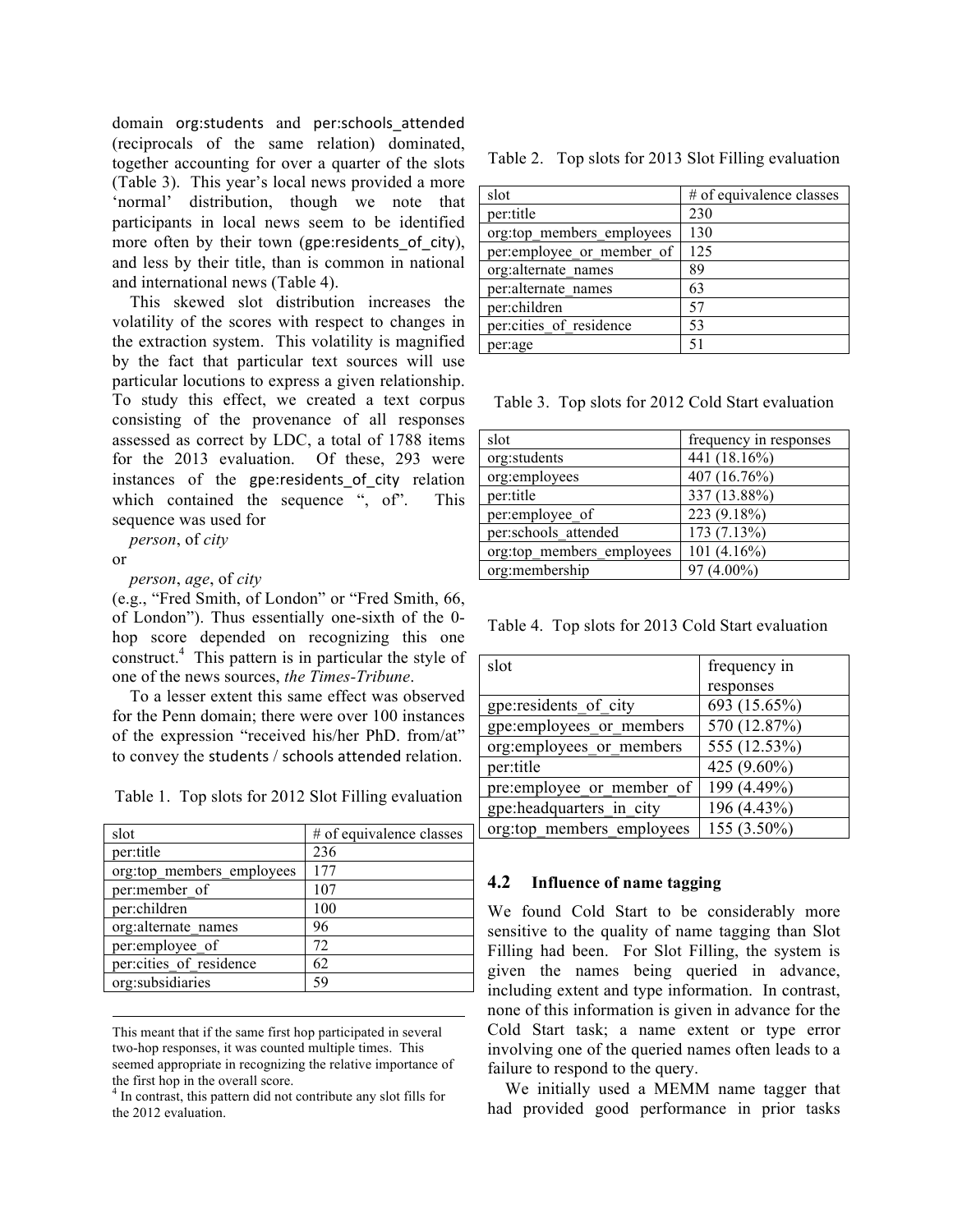domain org:students and per:schools_attended (reciprocals of the same relation) dominated, together accounting for over a quarter of the slots (Table 3). This year's local news provided a more 'normal' distribution, though we note that participants in local news seem to be identified more often by their town (gpe:residents_of_city), and less by their title, than is common in national and international news (Table 4).

This skewed slot distribution increases the volatility of the scores with respect to changes in the extraction system. This volatility is magnified by the fact that particular text sources will use particular locutions to express a given relationship. To study this effect, we created a text corpus consisting of the provenance of all responses assessed as correct by LDC, a total of 1788 items for the 2013 evaluation. Of these, 293 were instances of the gpe:residents_of_city relation which contained the sequence ", of". This sequence was used for

*person*, of *city*

or

*person*, *age*, of *city*

(e.g., "Fred Smith, of London" or "Fred Smith, 66, of London"). Thus essentially one-sixth of the 0-hop score depended on recognizing this one construct.[4] This pattern is in particular the style of one of the news sources, *the Times-Tribune*.

To a lesser extent this same effect was observed for the Penn domain; there were over 100 instances of the expression "received his/her PhD. from/at" to convey the students / schools attended relation.

Table 1. Top slots for 2012 Slot Filling evaluation

| slot | # of equivalence classes |
|---|---|
| per:title | 236 |
| org:top_members_employees | 177 |
| per:member_of | 107 |
| per:children | 100 |
| org:alternate_names | 96 |
| per:employee_of | 72 |
| per:cities_of_residence | 62 |
| org:subsidiaries | 59 |

Table 2. Top slots for 2013 Slot Filling evaluation

| slot | # of equivalence classes |
|---|---|
| per:title | 230 |
| org:top_members_employees | 130 |
| per:employee_or_member_of | 125 |
| org:alternate_names | 89 |
| per:alternate_names | 63 |
| per:children | 57 |
| per:cities_of_residence | 53 |
| per:age | 51 |

Table 3. Top slots for 2012 Cold Start evaluation

| slot | frequency in responses |
|---|---|
| org:students | 441 (18.16%) |
| org:employees | 407 (16.76%) |
| per:title | 337 (13.88%) |
| per:employee_of | 223 (9.18%) |
| per:schools_attended | 173 (7.13%) |
| org:top_members_employees | 101 (4.16%) |
| org:membership | 97 (4.00%) |

Table 4. Top slots for 2013 Cold Start evaluation

| slot | frequency in responses |
|---|---|
| gpe:residents_of_city | 693 (15.65%) |
| gpe:employees_or_members | 570 (12.87%) |
| org:employees_or_members | 555 (12.53%) |
| per:title | 425 (9.60%) |
| pre:employee_or_member_of | 199 (4.49%) |
| gpe:headquarters_in_city | 196 (4.43%) |
| org:top_members_employees | 155 (3.50%) |

## 4.2 Influence of name tagging

We found Cold Start to be considerably more sensitive to the quality of name tagging than Slot Filling had been. For Slot Filling, the system is given the names being queried in advance, including extent and type information. In contrast, none of this information is given in advance for the Cold Start task; a name extent or type error involving one of the queried names often leads to a failure to respond to the query.

We initially used a MEMM name tagger that had provided good performance in prior tasks

---

This meant that if the same first hop participated in several two-hop responses, it was counted multiple times. This seemed appropriate in recognizing the relative importance of the first hop in the overall score.

[4] In contrast, this pattern did not contribute any slot fills for the 2012 evaluation.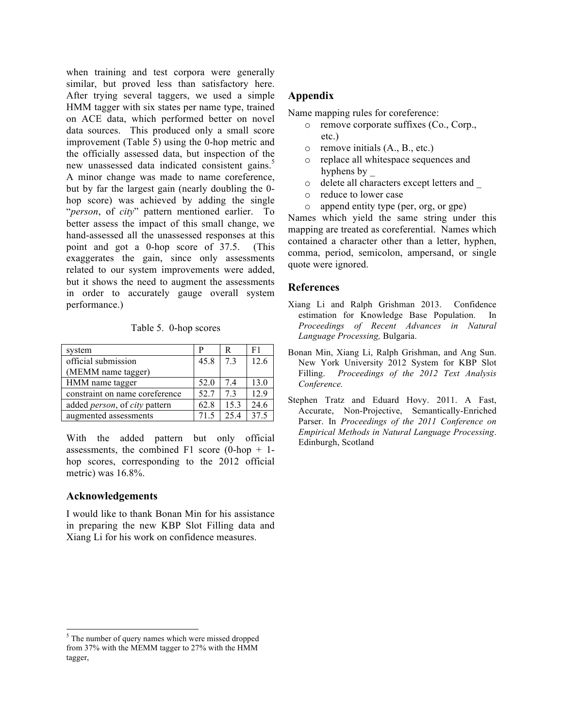when training and test corpora were generally similar, but proved less than satisfactory here. After trying several taggers, we used a simple HMM tagger with six states per name type, trained on ACE data, which performed better on novel data sources. This produced only a small score improvement (Table 5) using the 0-hop metric and the officially assessed data, but inspection of the new unassessed data indicated consistent gains.[5] A minor change was made to name coreference, but by far the largest gain (nearly doubling the 0-hop score) was achieved by adding the single "*person*, of *city*" pattern mentioned earlier. To better assess the impact of this small change, we hand-assessed all the unassessed responses at this point and got a 0-hop score of 37.5. (This exaggerates the gain, since only assessments related to our system improvements were added, but it shows the need to augment the assessments in order to accurately gauge overall system performance.)

Table 5. 0-hop scores

| system | P | R | F1 |
|---|---|---|---|
| official submission (MEMM name tagger) | 45.8 | 7.3 | 12.6 |
| HMM name tagger | 52.0 | 7.4 | 13.0 |
| constraint on name coreference | 52.7 | 7.3 | 12.9 |
| added *person*, of *city* pattern | 62.8 | 15.3 | 24.6 |
| augmented assessments | 71.5 | 25.4 | 37.5 |

With the added pattern but only official assessments, the combined F1 score (0-hop + 1-hop scores, corresponding to the 2012 official metric) was 16.8%.

## Acknowledgements

I would like to thank Bonan Min for his assistance in preparing the new KBP Slot Filling data and Xiang Li for his work on confidence measures.

## Appendix

Name mapping rules for coreference:

- remove corporate suffixes (Co., Corp., etc.)
- remove initials (A., B., etc.)
- replace all whitespace sequences and hyphens by _
- delete all characters except letters and _
- reduce to lower case
- append entity type (per, org, or gpe)

Names which yield the same string under this mapping are treated as coreferential. Names which contained a character other than a letter, hyphen, comma, period, semicolon, ampersand, or single quote were ignored.

## References

Xiang Li and Ralph Grishman 2013. Confidence estimation for Knowledge Base Population. In *Proceedings of Recent Advances in Natural Language Processing,* Bulgaria.

Bonan Min, Xiang Li, Ralph Grishman, and Ang Sun. New York University 2012 System for KBP Slot Filling. *Proceedings of the 2012 Text Analysis Conference.*

Stephen Tratz and Eduard Hovy. 2011. A Fast, Accurate, Non-Projective, Semantically-Enriched Parser. In *Proceedings of the 2011 Conference on Empirical Methods in Natural Language Processing*. Edinburgh, Scotland

---

[5] The number of query names which were missed dropped from 37% with the MEMM tagger to 27% with the HMM tagger,